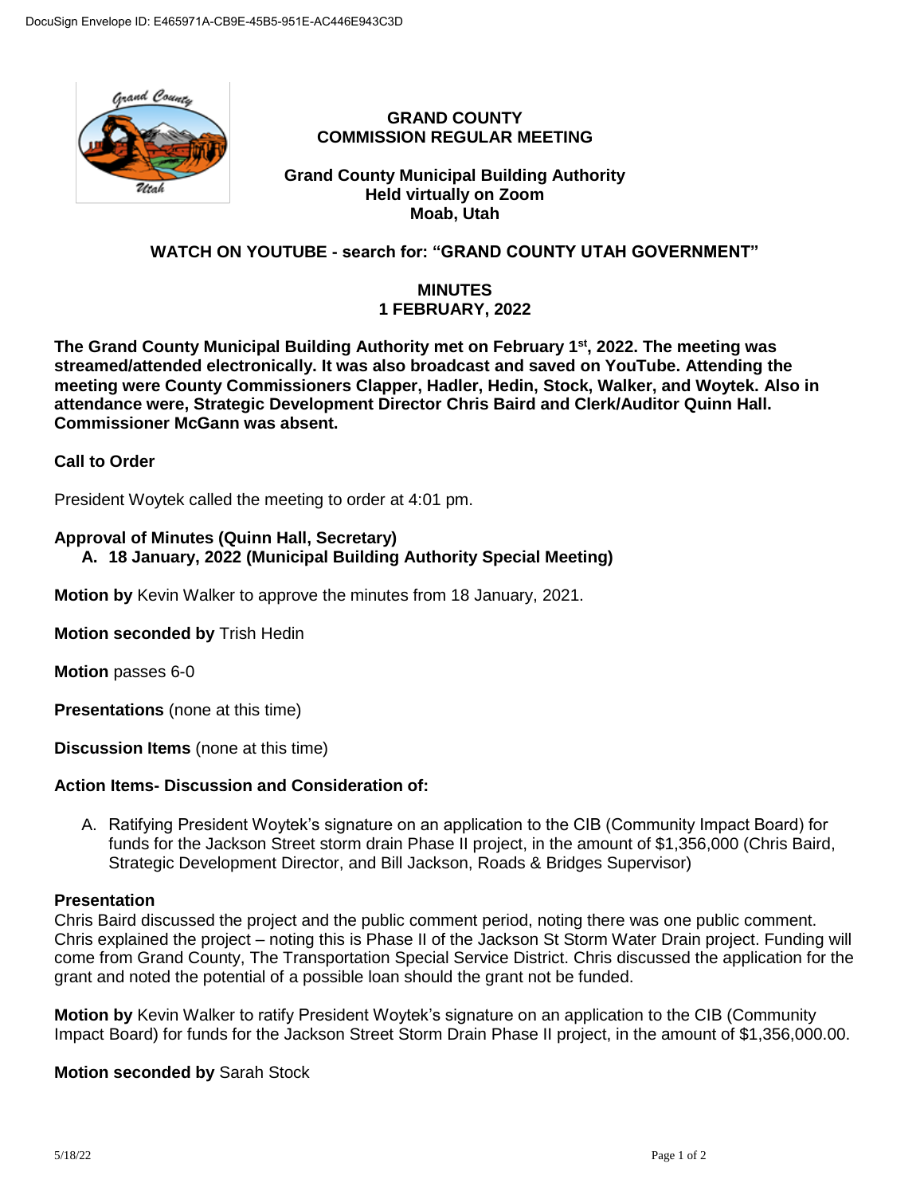DocuSign Envelope ID: E465971A-CB9E-45B5-951E-AC446E943C3D

# GRAND COUNTY
# COMMISSION REGULAR MEETING

**Grand County Municipal Building Authority**
**Held virtually on Zoom**
**Moab, Utah**

**WATCH ON YOUTUBE - search for: "GRAND COUNTY UTAH GOVERNMENT"**

## MINUTES
## 1 FEBRUARY, 2022

**The Grand County Municipal Building Authority met on February 1st, 2022. The meeting was streamed/attended electronically. It was also broadcast and saved on YouTube. Attending the meeting were County Commissioners Clapper, Hadler, Hedin, Stock, Walker, and Woytek. Also in attendance were, Strategic Development Director Chris Baird and Clerk/Auditor Quinn Hall. Commissioner McGann was absent.**

**Call to Order**

President Woytek called the meeting to order at 4:01 pm.

**Approval of Minutes (Quinn Hall, Secretary)**

**A. 18 January, 2022 (Municipal Building Authority Special Meeting)**

**Motion by** Kevin Walker to approve the minutes from 18 January, 2021.

**Motion seconded by** Trish Hedin

**Motion** passes 6-0

**Presentations** (none at this time)

**Discussion Items** (none at this time)

**Action Items- Discussion and Consideration of:**

A. Ratifying President Woytek's signature on an application to the CIB (Community Impact Board) for funds for the Jackson Street storm drain Phase II project, in the amount of $1,356,000 (Chris Baird, Strategic Development Director, and Bill Jackson, Roads & Bridges Supervisor)

**Presentation**

Chris Baird discussed the project and the public comment period, noting there was one public comment. Chris explained the project – noting this is Phase II of the Jackson St Storm Water Drain project. Funding will come from Grand County, The Transportation Special Service District. Chris discussed the application for the grant and noted the potential of a possible loan should the grant not be funded.

**Motion by** Kevin Walker to ratify President Woytek's signature on an application to the CIB (Community Impact Board) for funds for the Jackson Street Storm Drain Phase II project, in the amount of $1,356,000.00.

**Motion seconded by** Sarah Stock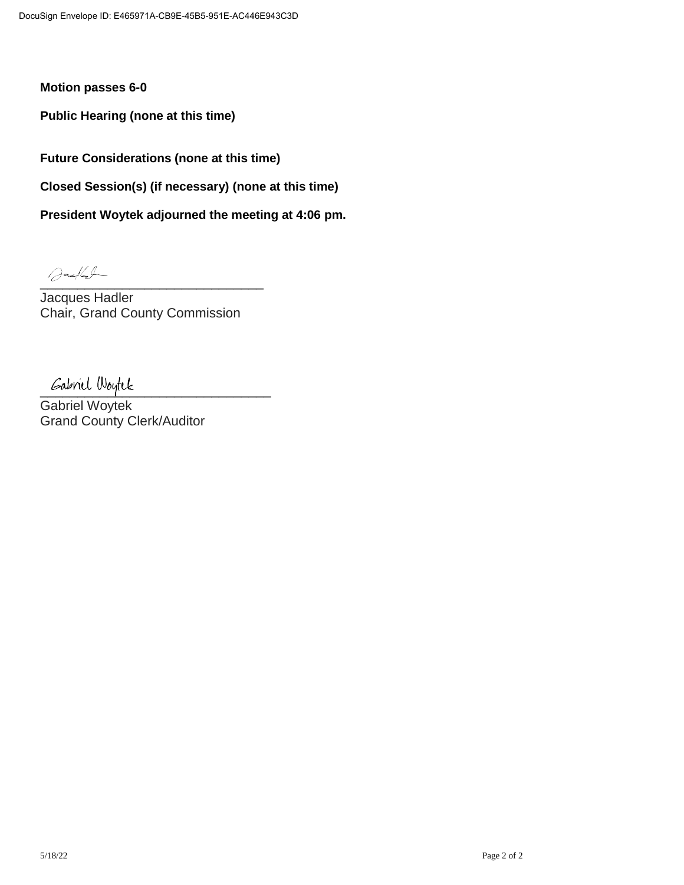**Motion passes 6-0**

**Public Hearing (none at this time)**

**Future Considerations (none at this time)**

**Closed Session(s) (if necessary) (none at this time)**

**President Woytek adjourned the meeting at 4:06 pm.**

\_\_\_\_\_\_\_\_\_\_\_\_\_\_\_\_\_\_\_\_\_\_\_\_\_\_\_\_\_\_\_\_
Jacques Hadler
Chair, Grand County Commission

\_\_\_\_\_\_\_\_\_\_\_\_\_\_\_\_\_\_\_\_\_\_\_\_\_\_\_\_\_\_\_\_
Gabriel Woytek
Grand County Clerk/Auditor

5/18/22